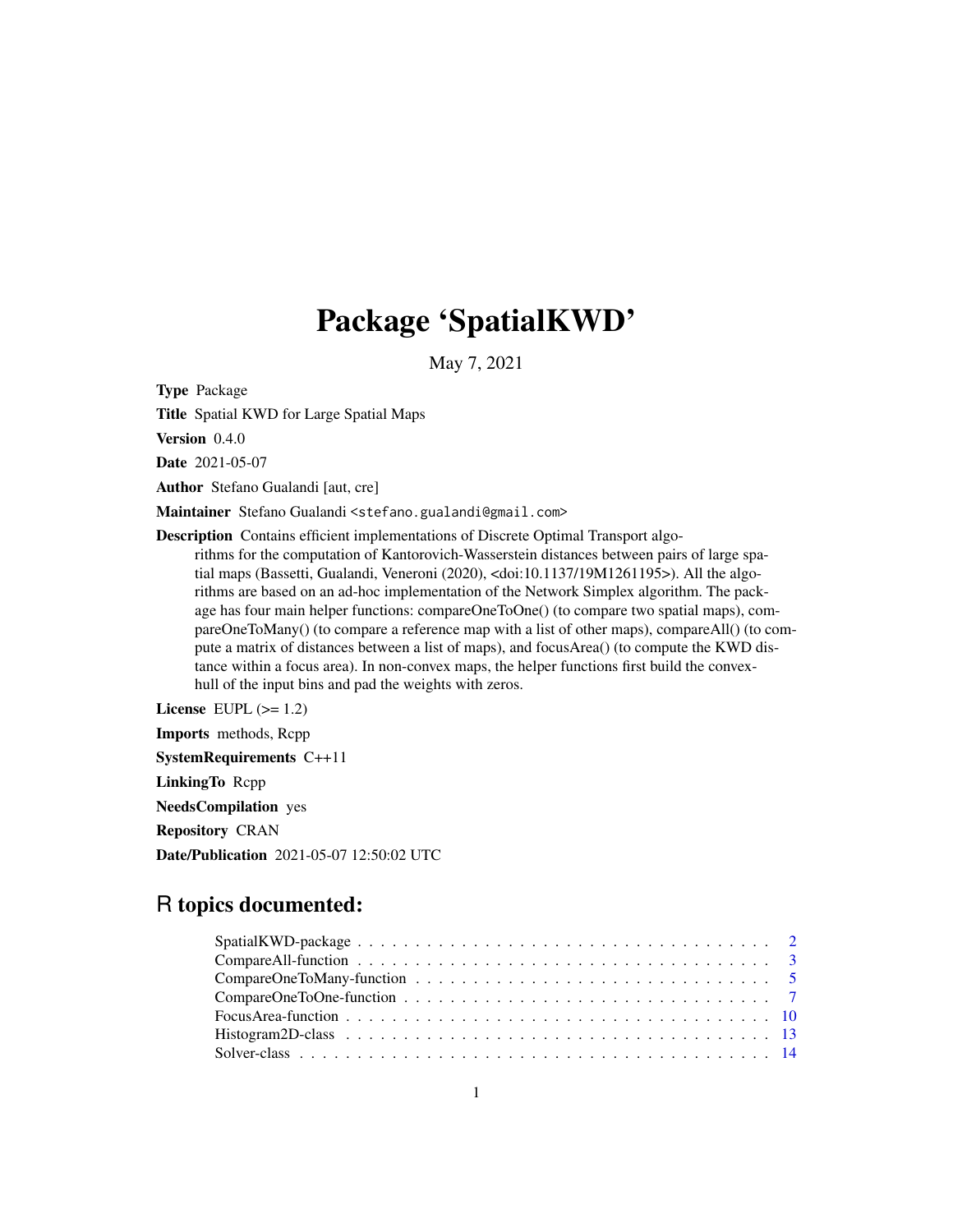# Package 'SpatialKWD'

May 7, 2021

**Type** Package

**Title** Spatial KWD for Large Spatial Maps

**Version** 0.4.0

**Date** 2021-05-07

**Author** Stefano Gualandi [aut, cre]

**Maintainer** Stefano Gualandi <stefano.gualandi@gmail.com>

**Description** Contains efficient implementations of Discrete Optimal Transport algorithms for the computation of Kantorovich-Wasserstein distances between pairs of large spatial maps (Bassetti, Gualandi, Veneroni (2020), <doi:10.1137/19M1261195>). All the algorithms are based on an ad-hoc implementation of the Network Simplex algorithm. The package has four main helper functions: compareOneToOne() (to compare two spatial maps), compareOneToMany() (to compare a reference map with a list of other maps), compareAll() (to compute a matrix of distances between a list of maps), and focusArea() (to compute the KWD distance within a focus area). In non-convex maps, the helper functions first build the convex-hull of the input bins and pad the weights with zeros.

**License** EUPL (>= 1.2)

**Imports** methods, Rcpp

**SystemRequirements** C++11

**LinkingTo** Rcpp

**NeedsCompilation** yes

**Repository** CRAN

**Date/Publication** 2021-05-07 12:50:02 UTC

## R topics documented:

| | |
|---|---|
| SpatialKWD-package | 2 |
| CompareAll-function | 3 |
| CompareOneToMany-function | 5 |
| CompareOneToOne-function | 7 |
| FocusArea-function | 10 |
| Histogram2D-class | 13 |
| Solver-class | 14 |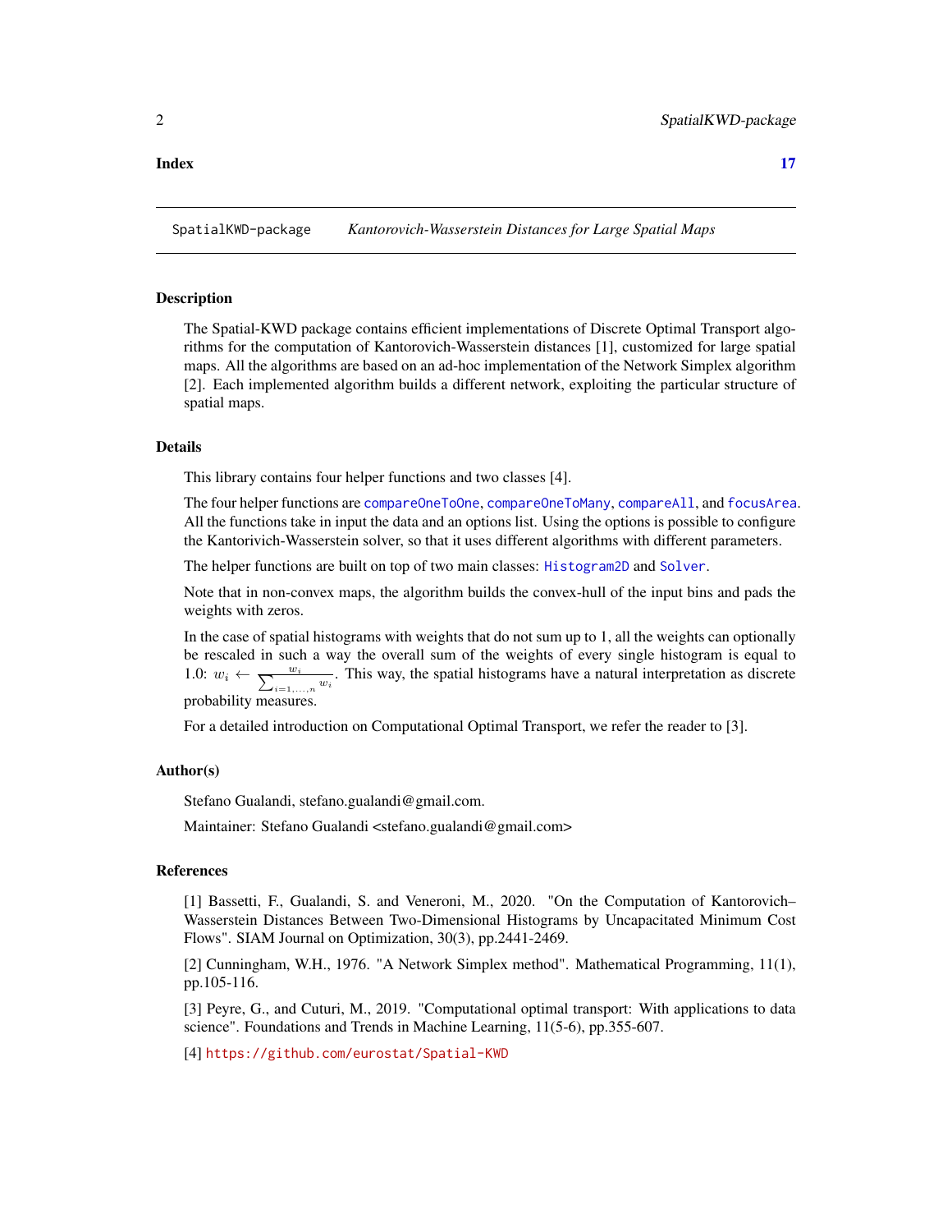**Index** **17**

---

SpatialKWD-package *Kantorovich-Wasserstein Distances for Large Spatial Maps*

---

### Description

The Spatial-KWD package contains efficient implementations of Discrete Optimal Transport algorithms for the computation of Kantorovich-Wasserstein distances [1], customized for large spatial maps. All the algorithms are based on an ad-hoc implementation of the Network Simplex algorithm [2]. Each implemented algorithm builds a different network, exploiting the particular structure of spatial maps.

### Details

This library contains four helper functions and two classes [4].

The four helper functions are `compareOneToOne`, `compareOneToMany`, `compareAll`, and `focusArea`. All the functions take in input the data and an options list. Using the options is possible to configure the Kantorivich-Wasserstein solver, so that it uses different algorithms with different parameters.

The helper functions are built on top of two main classes: `Histogram2D` and `Solver`.

Note that in non-convex maps, the algorithm builds the convex-hull of the input bins and pads the weights with zeros.

In the case of spatial histograms with weights that do not sum up to 1, all the weights can optionally be rescaled in such a way the overall sum of the weights of every single histogram is equal to 1.0: $w_i \leftarrow \frac{w_i}{\sum_{i=1,\ldots,n} w_i}$. This way, the spatial histograms have a natural interpretation as discrete probability measures.

For a detailed introduction on Computational Optimal Transport, we refer the reader to [3].

### Author(s)

Stefano Gualandi, stefano.gualandi@gmail.com.

Maintainer: Stefano Gualandi <stefano.gualandi@gmail.com>

### References

[1] Bassetti, F., Gualandi, S. and Veneroni, M., 2020. "On the Computation of Kantorovich–Wasserstein Distances Between Two-Dimensional Histograms by Uncapacitated Minimum Cost Flows". SIAM Journal on Optimization, 30(3), pp.2441-2469.

[2] Cunningham, W.H., 1976. "A Network Simplex method". Mathematical Programming, 11(1), pp.105-116.

[3] Peyre, G., and Cuturi, M., 2019. "Computational optimal transport: With applications to data science". Foundations and Trends in Machine Learning, 11(5-6), pp.355-607.

[4] https://github.com/eurostat/Spatial-KWD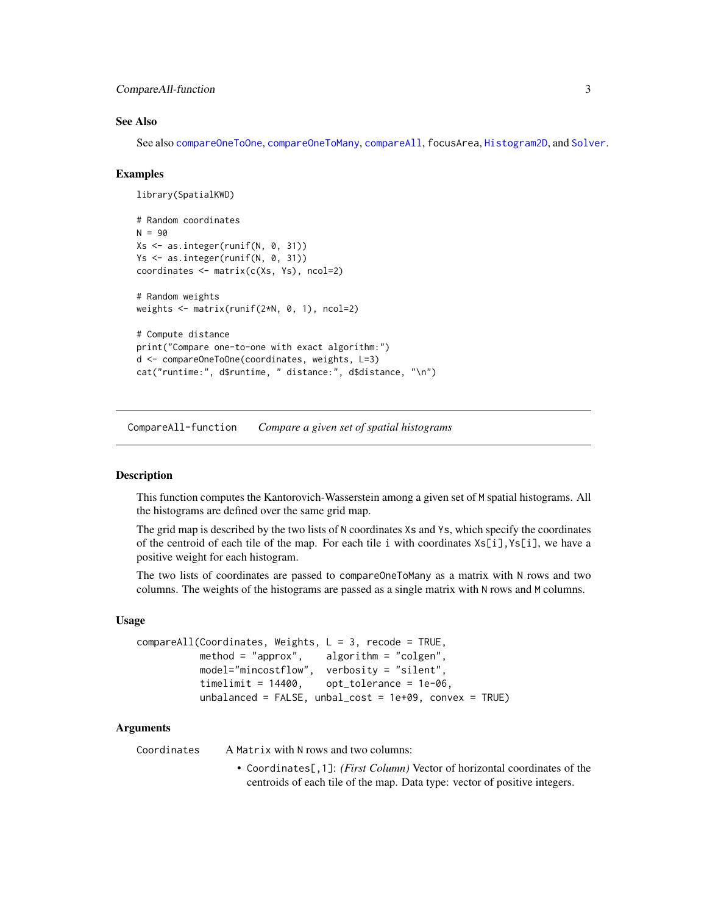### See Also

See also compareOneToOne, compareOneToMany, compareAll, focusArea, Histogram2D, and Solver.

### Examples

```
library(SpatialKWD)

# Random coordinates
N = 90
Xs <- as.integer(runif(N, 0, 31))
Ys <- as.integer(runif(N, 0, 31))
coordinates <- matrix(c(Xs, Ys), ncol=2)

# Random weights
weights <- matrix(runif(2*N, 0, 1), ncol=2)

# Compute distance
print("Compare one-to-one with exact algorithm:")
d <- compareOneToOne(coordinates, weights, L=3)
cat("runtime:", d$runtime, " distance:", d$distance, "\n")
```

---

CompareAll-function *Compare a given set of spatial histograms*

---

### Description

This function computes the Kantorovich-Wasserstein among a given set of M spatial histograms. All the histograms are defined over the same grid map.

The grid map is described by the two lists of N coordinates Xs and Ys, which specify the coordinates of the centroid of each tile of the map. For each tile i with coordinates Xs[i],Ys[i], we have a positive weight for each histogram.

The two lists of coordinates are passed to compareOneToMany as a matrix with N rows and two columns. The weights of the histograms are passed as a single matrix with N rows and M columns.

### Usage

```
compareAll(Coordinates, Weights, L = 3, recode = TRUE,
           method = "approx",    algorithm = "colgen",
           model="mincostflow",  verbosity = "silent",
           timelimit = 14400,    opt_tolerance = 1e-06,
           unbalanced = FALSE, unbal_cost = 1e+09, convex = TRUE)
```

### Arguments

Coordinates A Matrix with N rows and two columns:

- Coordinates[,1]: *(First Column)* Vector of horizontal coordinates of the centroids of each tile of the map. Data type: vector of positive integers.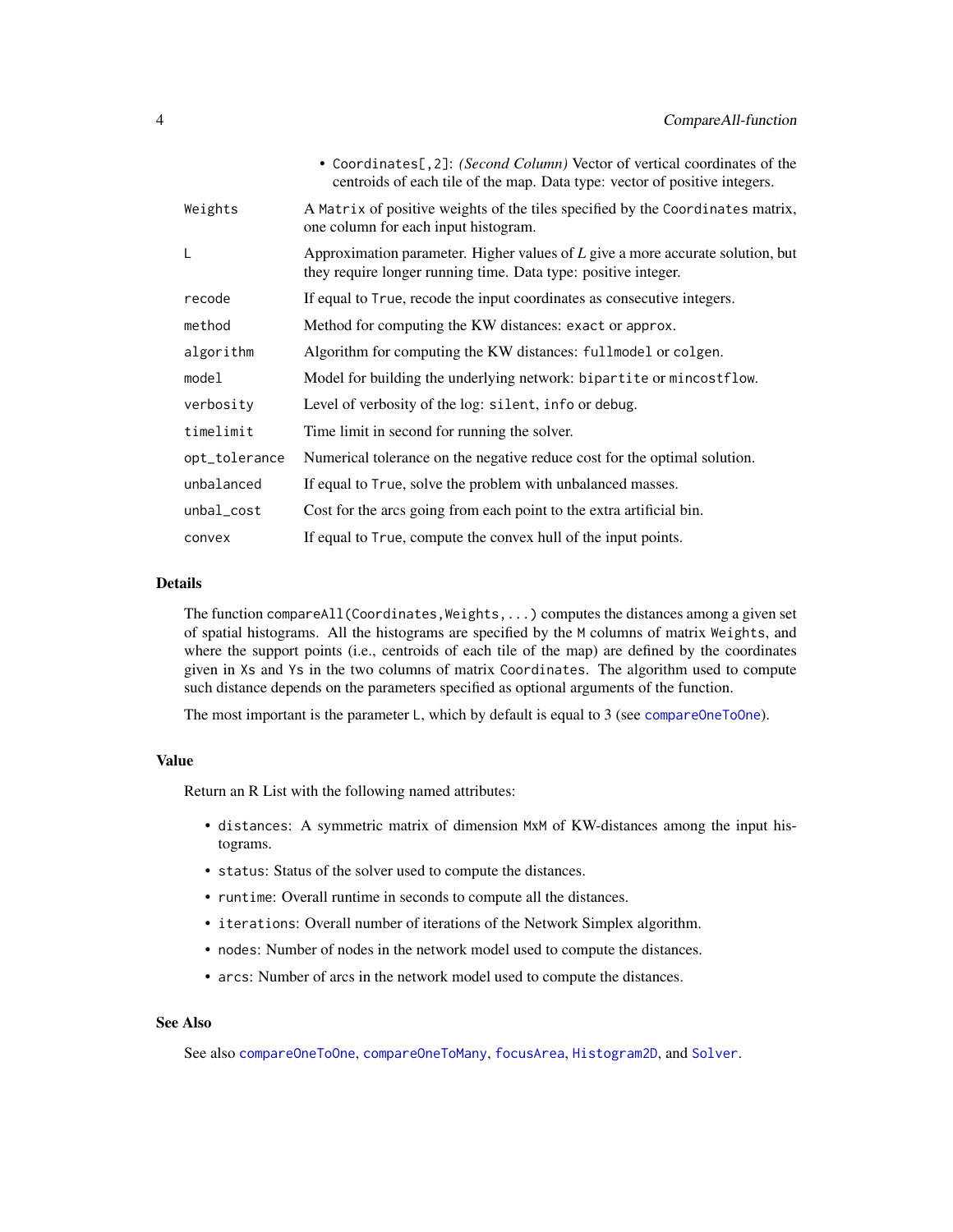- `Coordinates[,2]`: *(Second Column)* Vector of vertical coordinates of the centroids of each tile of the map. Data type: vector of positive integers.

| | |
|---|---|
| `Weights` | A `Matrix` of positive weights of the tiles specified by the `Coordinates` matrix, one column for each input histogram. |
| `L` | Approximation parameter. Higher values of *L* give a more accurate solution, but they require longer running time. Data type: positive integer. |
| `recode` | If equal to `True`, recode the input coordinates as consecutive integers. |
| `method` | Method for computing the KW distances: `exact` or `approx`. |
| `algorithm` | Algorithm for computing the KW distances: `fullmodel` or `colgen`. |
| `model` | Model for building the underlying network: `bipartite` or `mincostflow`. |
| `verbosity` | Level of verbosity of the log: `silent`, `info` or `debug`. |
| `timelimit` | Time limit in second for running the solver. |
| `opt_tolerance` | Numerical tolerance on the negative reduce cost for the optimal solution. |
| `unbalanced` | If equal to `True`, solve the problem with unbalanced masses. |
| `unbal_cost` | Cost for the arcs going from each point to the extra artificial bin. |
| `convex` | If equal to `True`, compute the convex hull of the input points. |

### Details

The function `compareAll(Coordinates,Weights,...)` computes the distances among a given set of spatial histograms. All the histograms are specified by the `M` columns of matrix `Weights`, and where the support points (i.e., centroids of each tile of the map) are defined by the coordinates given in `Xs` and `Ys` in the two columns of matrix `Coordinates`. The algorithm used to compute such distance depends on the parameters specified as optional arguments of the function.

The most important is the parameter `L`, which by default is equal to 3 (see `compareOneToOne`).

### Value

Return an R List with the following named attributes:

- `distances`: A symmetric matrix of dimension `MxM` of KW-distances among the input histograms.
- `status`: Status of the solver used to compute the distances.
- `runtime`: Overall runtime in seconds to compute all the distances.
- `iterations`: Overall number of iterations of the Network Simplex algorithm.
- `nodes`: Number of nodes in the network model used to compute the distances.
- `arcs`: Number of arcs in the network model used to compute the distances.

### See Also

See also `compareOneToOne`, `compareOneToMany`, `focusArea`, `Histogram2D`, and `Solver`.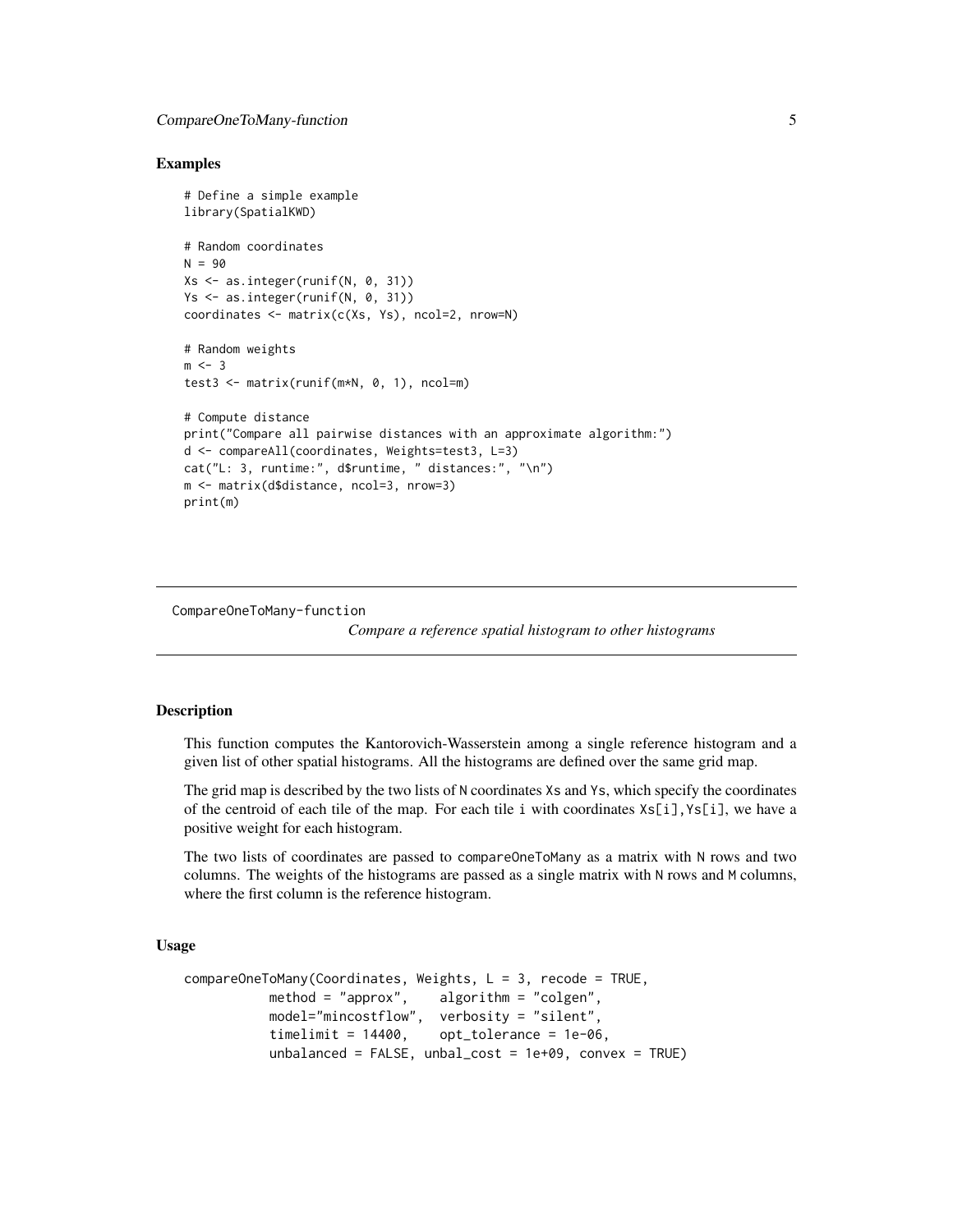## Examples

```
# Define a simple example
library(SpatialKWD)

# Random coordinates
N = 90
Xs <- as.integer(runif(N, 0, 31))
Ys <- as.integer(runif(N, 0, 31))
coordinates <- matrix(c(Xs, Ys), ncol=2, nrow=N)

# Random weights
m <- 3
test3 <- matrix(runif(m*N, 0, 1), ncol=m)

# Compute distance
print("Compare all pairwise distances with an approximate algorithm:")
d <- compareAll(coordinates, Weights=test3, L=3)
cat("L: 3, runtime:", d$runtime, " distances:", "\n")
m <- matrix(d$distance, ncol=3, nrow=3)
print(m)
```

---

# CompareOneToMany-function

*Compare a reference spatial histogram to other histograms*

---

## Description

This function computes the Kantorovich-Wasserstein among a single reference histogram and a given list of other spatial histograms. All the histograms are defined over the same grid map.

The grid map is described by the two lists of `N` coordinates `Xs` and `Ys`, which specify the coordinates of the centroid of each tile of the map. For each tile `i` with coordinates `Xs[i],Ys[i]`, we have a positive weight for each histogram.

The two lists of coordinates are passed to `compareOneToMany` as a matrix with `N` rows and two columns. The weights of the histograms are passed as a single matrix with `N` rows and `M` columns, where the first column is the reference histogram.

## Usage

```
compareOneToMany(Coordinates, Weights, L = 3, recode = TRUE,
          method = "approx",    algorithm = "colgen",
          model="mincostflow",  verbosity = "silent",
          timelimit = 14400,    opt_tolerance = 1e-06,
          unbalanced = FALSE, unbal_cost = 1e+09, convex = TRUE)
```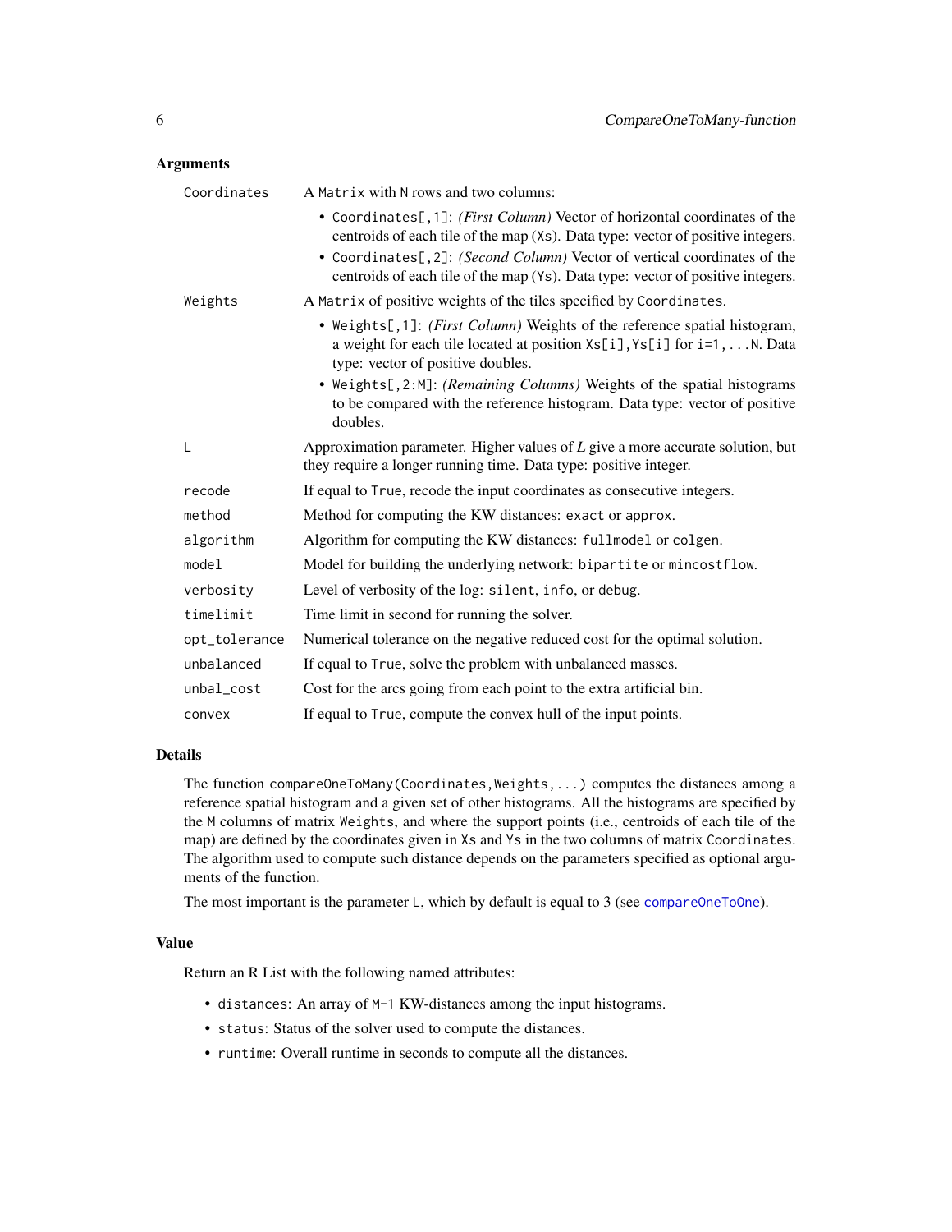## Arguments

| | |
|---|---|
| `Coordinates` | A `Matrix` with `N` rows and two columns:<br>• `Coordinates[,1]`: *(First Column)* Vector of horizontal coordinates of the centroids of each tile of the map (`Xs`). Data type: vector of positive integers.<br>• `Coordinates[,2]`: *(Second Column)* Vector of vertical coordinates of the centroids of each tile of the map (`Ys`). Data type: vector of positive integers. |
| `Weights` | A `Matrix` of positive weights of the tiles specified by `Coordinates`.<br>• `Weights[,1]`: *(First Column)* Weights of the reference spatial histogram, a weight for each tile located at position `Xs[i],Ys[i]` for `i=1,...N`. Data type: vector of positive doubles.<br>• `Weights[,2:M]`: *(Remaining Columns)* Weights of the spatial histograms to be compared with the reference histogram. Data type: vector of positive doubles. |
| `L` | Approximation parameter. Higher values of *L* give a more accurate solution, but they require a longer running time. Data type: positive integer. |
| `recode` | If equal to `True`, recode the input coordinates as consecutive integers. |
| `method` | Method for computing the KW distances: `exact` or `approx`. |
| `algorithm` | Algorithm for computing the KW distances: `fullmodel` or `colgen`. |
| `model` | Model for building the underlying network: `bipartite` or `mincostflow`. |
| `verbosity` | Level of verbosity of the log: `silent`, `info`, or `debug`. |
| `timelimit` | Time limit in second for running the solver. |
| `opt_tolerance` | Numerical tolerance on the negative reduced cost for the optimal solution. |
| `unbalanced` | If equal to `True`, solve the problem with unbalanced masses. |
| `unbal_cost` | Cost for the arcs going from each point to the extra artificial bin. |
| `convex` | If equal to `True`, compute the convex hull of the input points. |

## Details

The function `compareOneToMany(Coordinates,Weights,...)` computes the distances among a reference spatial histogram and a given set of other histograms. All the histograms are specified by the `M` columns of matrix `Weights`, and where the support points (i.e., centroids of each tile of the map) are defined by the coordinates given in `Xs` and `Ys` in the two columns of matrix `Coordinates`. The algorithm used to compute such distance depends on the parameters specified as optional arguments of the function.

The most important is the parameter `L`, which by default is equal to 3 (see `compareOneToOne`).

## Value

Return an R List with the following named attributes:

- `distances`: An array of `M-1` KW-distances among the input histograms.
- `status`: Status of the solver used to compute the distances.
- `runtime`: Overall runtime in seconds to compute all the distances.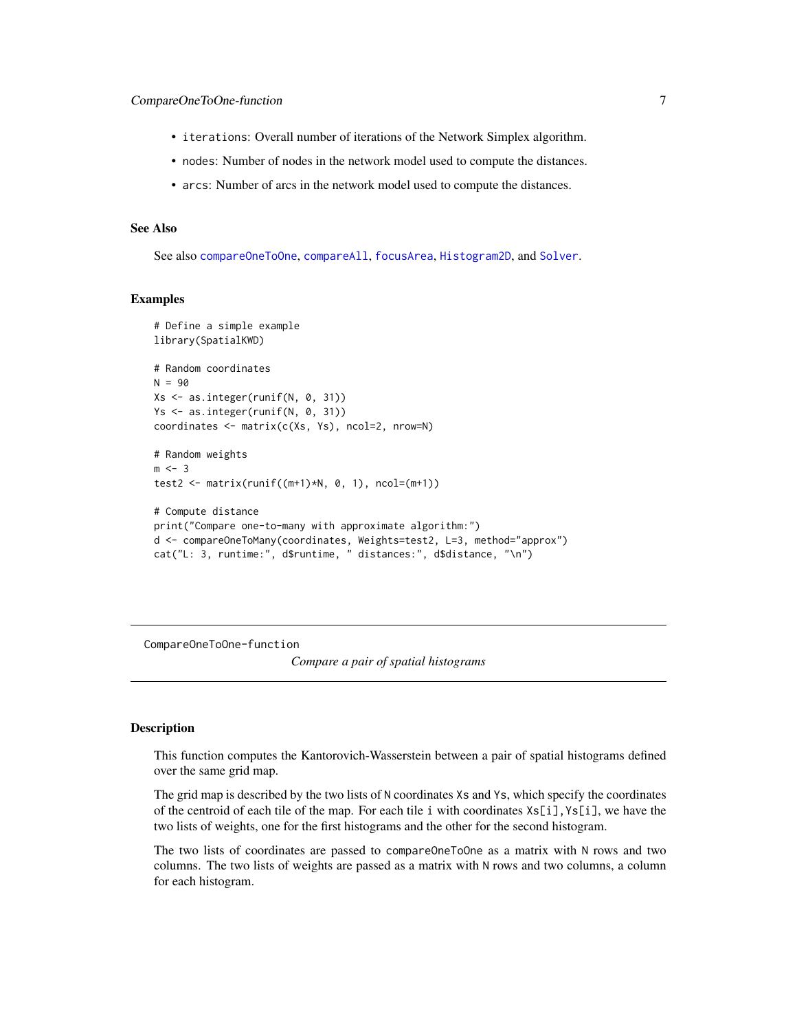- `iterations`: Overall number of iterations of the Network Simplex algorithm.
- `nodes`: Number of nodes in the network model used to compute the distances.
- `arcs`: Number of arcs in the network model used to compute the distances.

### See Also

See also `compareOneToOne`, `compareAll`, `focusArea`, `Histogram2D`, and `Solver`.

### Examples

```
# Define a simple example
library(SpatialKWD)

# Random coordinates
N = 90
Xs <- as.integer(runif(N, 0, 31))
Ys <- as.integer(runif(N, 0, 31))
coordinates <- matrix(c(Xs, Ys), ncol=2, nrow=N)

# Random weights
m <- 3
test2 <- matrix(runif((m+1)*N, 0, 1), ncol=(m+1))

# Compute distance
print("Compare one-to-many with approximate algorithm:")
d <- compareOneToMany(coordinates, Weights=test2, L=3, method="approx")
cat("L: 3, runtime:", d$runtime, " distances:", d$distance, "\n")
```

---

## CompareOneToOne-function

*Compare a pair of spatial histograms*

### Description

This function computes the Kantorovich-Wasserstein between a pair of spatial histograms defined over the same grid map.

The grid map is described by the two lists of `N` coordinates `Xs` and `Ys`, which specify the coordinates of the centroid of each tile of the map. For each tile `i` with coordinates `Xs[i],Ys[i]`, we have the two lists of weights, one for the first histograms and the other for the second histogram.

The two lists of coordinates are passed to `compareOneToOne` as a matrix with `N` rows and two columns. The two lists of weights are passed as a matrix with `N` rows and two columns, a column for each histogram.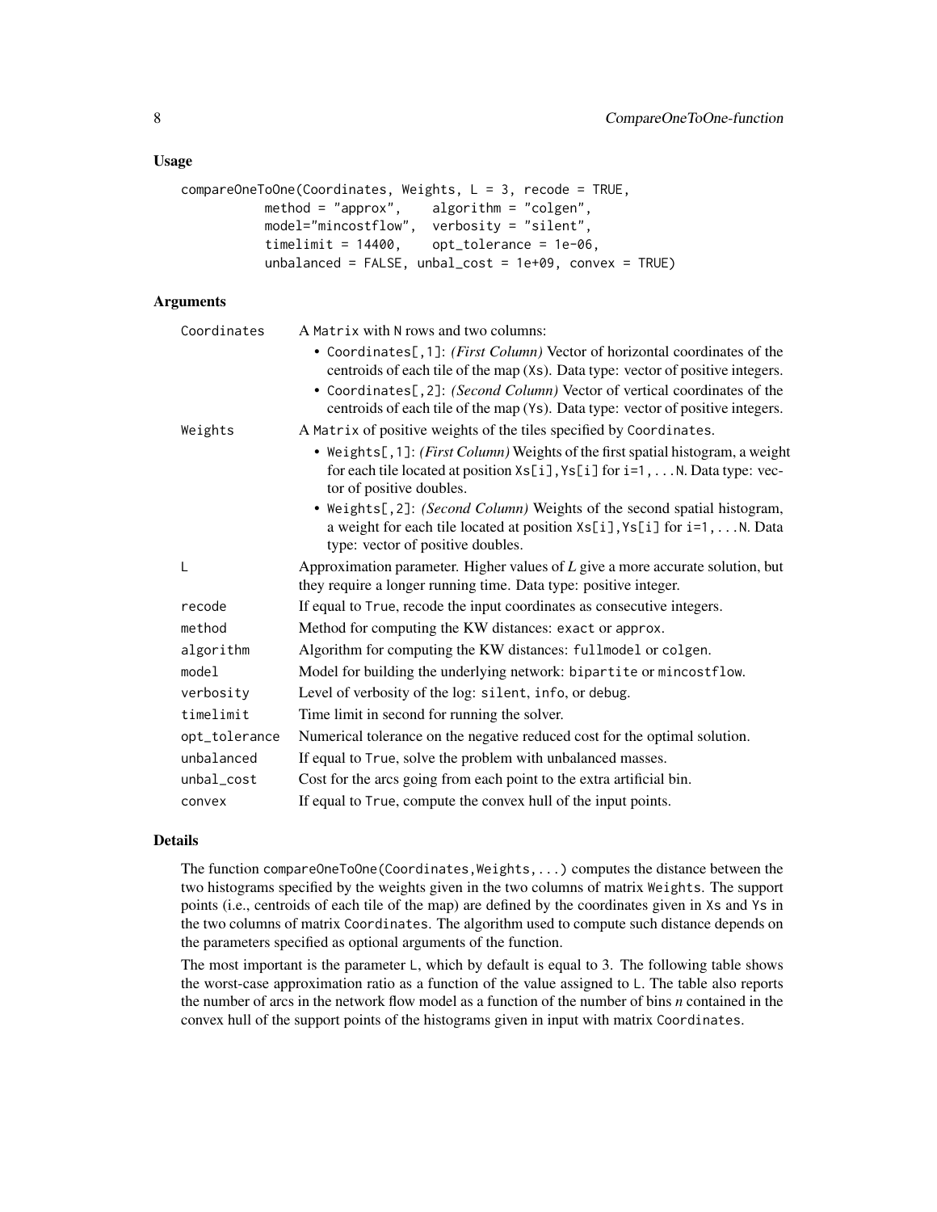### Usage

```
compareOneToOne(Coordinates, Weights, L = 3, recode = TRUE,
           method = "approx",    algorithm = "colgen",
           model="mincostflow",  verbosity = "silent",
           timelimit = 14400,    opt_tolerance = 1e-06,
           unbalanced = FALSE, unbal_cost = 1e+09, convex = TRUE)
```

### Arguments

| | |
|---|---|
| Coordinates | A Matrix with N rows and two columns:<br>• Coordinates[,1]: *(First Column)* Vector of horizontal coordinates of the centroids of each tile of the map (Xs). Data type: vector of positive integers.<br>• Coordinates[,2]: *(Second Column)* Vector of vertical coordinates of the centroids of each tile of the map (Ys). Data type: vector of positive integers. |
| Weights | A Matrix of positive weights of the tiles specified by Coordinates.<br>• Weights[,1]: *(First Column)* Weights of the first spatial histogram, a weight for each tile located at position Xs[i],Ys[i] for i=1,...N. Data type: vector of positive doubles.<br>• Weights[,2]: *(Second Column)* Weights of the second spatial histogram, a weight for each tile located at position Xs[i],Ys[i] for i=1,...N. Data type: vector of positive doubles. |
| L | Approximation parameter. Higher values of *L* give a more accurate solution, but they require a longer running time. Data type: positive integer. |
| recode | If equal to True, recode the input coordinates as consecutive integers. |
| method | Method for computing the KW distances: exact or approx. |
| algorithm | Algorithm for computing the KW distances: fullmodel or colgen. |
| model | Model for building the underlying network: bipartite or mincostflow. |
| verbosity | Level of verbosity of the log: silent, info, or debug. |
| timelimit | Time limit in second for running the solver. |
| opt_tolerance | Numerical tolerance on the negative reduced cost for the optimal solution. |
| unbalanced | If equal to True, solve the problem with unbalanced masses. |
| unbal_cost | Cost for the arcs going from each point to the extra artificial bin. |
| convex | If equal to True, compute the convex hull of the input points. |

### Details

The function compareOneToOne(Coordinates,Weights,...) computes the distance between the two histograms specified by the weights given in the two columns of matrix Weights. The support points (i.e., centroids of each tile of the map) are defined by the coordinates given in Xs and Ys in the two columns of matrix Coordinates. The algorithm used to compute such distance depends on the parameters specified as optional arguments of the function.

The most important is the parameter L, which by default is equal to 3. The following table shows the worst-case approximation ratio as a function of the value assigned to L. The table also reports the number of arcs in the network flow model as a function of the number of bins *n* contained in the convex hull of the support points of the histograms given in input with matrix Coordinates.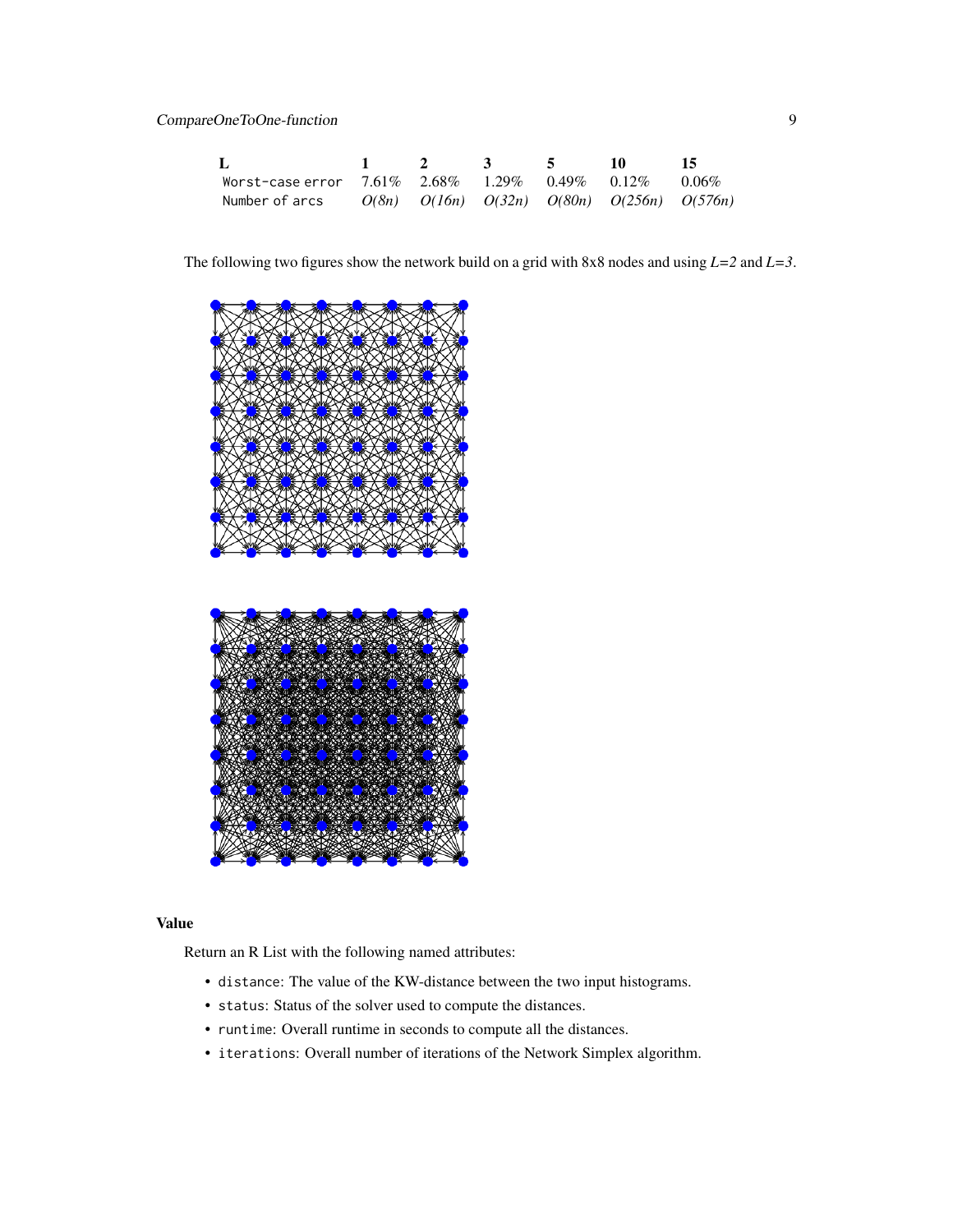| L | 1 | 2 | 3 | 5 | 10 | 15 |
|---|---|---|---|---|---|---|
| Worst-case error | 7.61% | 2.68% | 1.29% | 0.49% | 0.12% | 0.06% |
| Number of arcs | $O(8n)$ | $O(16n)$ | $O(32n)$ | $O(80n)$ | $O(256n)$ | $O(576n)$ |

The following two figures show the network build on a grid with 8x8 nodes and using $L=2$ and $L=3$.

## Value

Return an R List with the following named attributes:

- `distance`: The value of the KW-distance between the two input histograms.
- `status`: Status of the solver used to compute the distances.
- `runtime`: Overall runtime in seconds to compute all the distances.
- `iterations`: Overall number of iterations of the Network Simplex algorithm.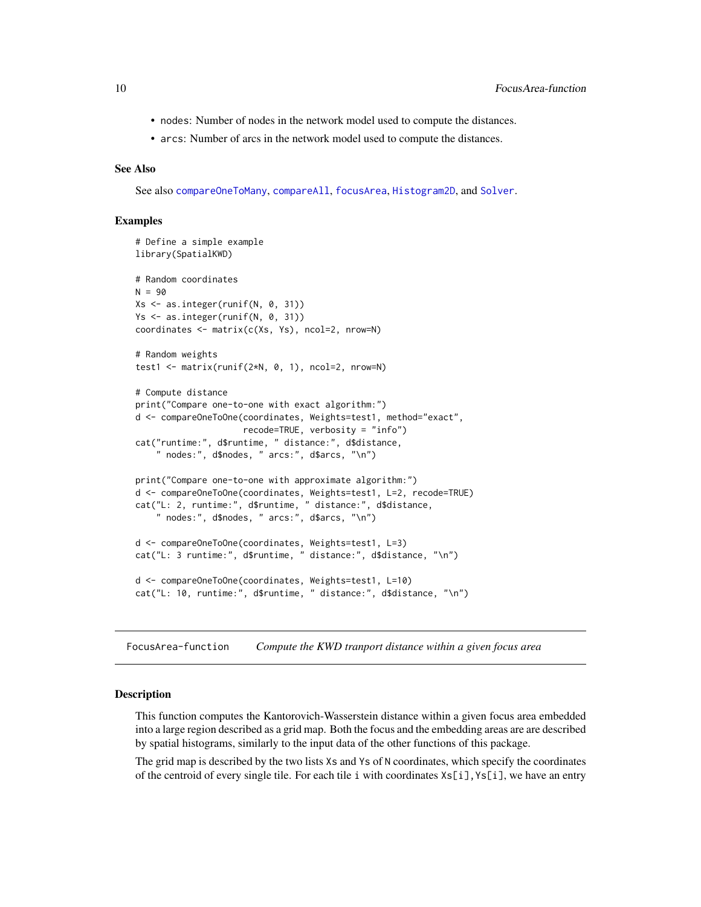- nodes: Number of nodes in the network model used to compute the distances.
- arcs: Number of arcs in the network model used to compute the distances.

### See Also

See also compareOneToMany, compareAll, focusArea, Histogram2D, and Solver.

### Examples

```
# Define a simple example
library(SpatialKWD)

# Random coordinates
N = 90
Xs <- as.integer(runif(N, 0, 31))
Ys <- as.integer(runif(N, 0, 31))
coordinates <- matrix(c(Xs, Ys), ncol=2, nrow=N)

# Random weights
test1 <- matrix(runif(2*N, 0, 1), ncol=2, nrow=N)

# Compute distance
print("Compare one-to-one with exact algorithm:")
d <- compareOneToOne(coordinates, Weights=test1, method="exact",
                     recode=TRUE, verbosity = "info")
cat("runtime:", d$runtime, " distance:", d$distance,
    " nodes:", d$nodes, " arcs:", d$arcs, "\n")

print("Compare one-to-one with approximate algorithm:")
d <- compareOneToOne(coordinates, Weights=test1, L=2, recode=TRUE)
cat("L: 2, runtime:", d$runtime, " distance:", d$distance,
    " nodes:", d$nodes, " arcs:", d$arcs, "\n")

d <- compareOneToOne(coordinates, Weights=test1, L=3)
cat("L: 3 runtime:", d$runtime, " distance:", d$distance, "\n")

d <- compareOneToOne(coordinates, Weights=test1, L=10)
cat("L: 10, runtime:", d$runtime, " distance:", d$distance, "\n")
```

---

## FocusArea-function *Compute the KWD tranport distance within a given focus area*

### Description

This function computes the Kantorovich-Wasserstein distance within a given focus area embedded into a large region described as a grid map. Both the focus and the embedding areas are are described by spatial histograms, similarly to the input data of the other functions of this package.

The grid map is described by the two lists Xs and Ys of N coordinates, which specify the coordinates of the centroid of every single tile. For each tile i with coordinates Xs[i],Ys[i], we have an entry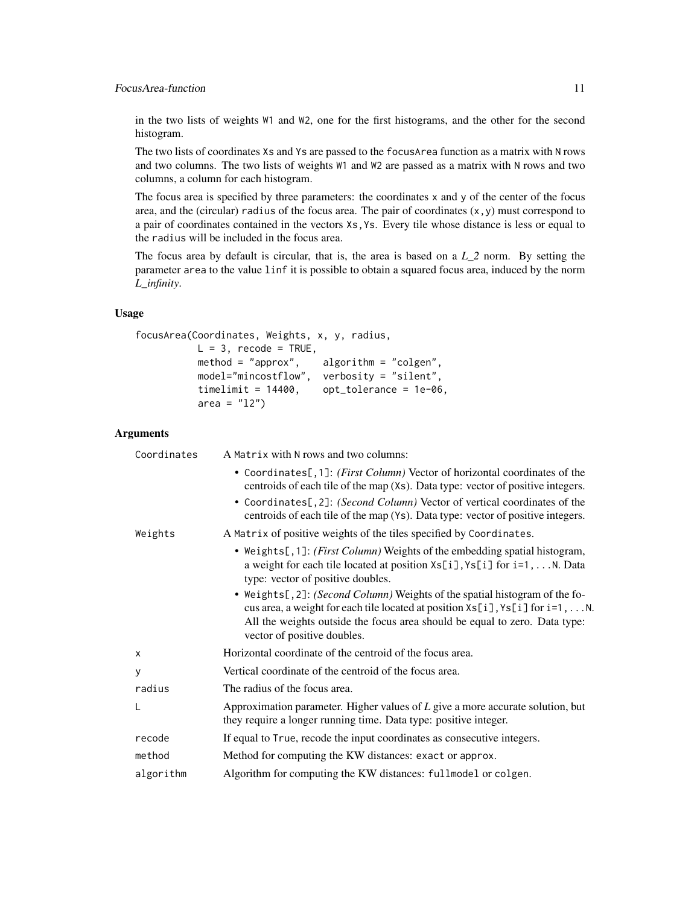in the two lists of weights W1 and W2, one for the first histograms, and the other for the second histogram.

The two lists of coordinates Xs and Ys are passed to the focusArea function as a matrix with N rows and two columns. The two lists of weights W1 and W2 are passed as a matrix with N rows and two columns, a column for each histogram.

The focus area is specified by three parameters: the coordinates x and y of the center of the focus area, and the (circular) radius of the focus area. The pair of coordinates (x,y) must correspond to a pair of coordinates contained in the vectors Xs,Ys. Every tile whose distance is less or equal to the radius will be included in the focus area.

The focus area by default is circular, that is, the area is based on a *L_2* norm. By setting the parameter area to the value linf it is possible to obtain a squared focus area, induced by the norm *L_infinity*.

### Usage

```
focusArea(Coordinates, Weights, x, y, radius,
          L = 3, recode = TRUE,
          method = "approx",    algorithm = "colgen",
          model="mincostflow",  verbosity = "silent",
          timelimit = 14400,    opt_tolerance = 1e-06,
          area = "l2")
```

### Arguments

| | |
|---|---|
| Coordinates | A Matrix with N rows and two columns:<br>• Coordinates[,1]: *(First Column)* Vector of horizontal coordinates of the centroids of each tile of the map (Xs). Data type: vector of positive integers.<br>• Coordinates[,2]: *(Second Column)* Vector of vertical coordinates of the centroids of each tile of the map (Ys). Data type: vector of positive integers. |
| Weights | A Matrix of positive weights of the tiles specified by Coordinates.<br>• Weights[,1]: *(First Column)* Weights of the embedding spatial histogram, a weight for each tile located at position Xs[i],Ys[i] for i=1,...N. Data type: vector of positive doubles.<br>• Weights[,2]: *(Second Column)* Weights of the spatial histogram of the focus area, a weight for each tile located at position Xs[i],Ys[i] for i=1,...N. All the weights outside the focus area should be equal to zero. Data type: vector of positive doubles. |
| x | Horizontal coordinate of the centroid of the focus area. |
| y | Vertical coordinate of the centroid of the focus area. |
| radius | The radius of the focus area. |
| L | Approximation parameter. Higher values of *L* give a more accurate solution, but they require a longer running time. Data type: positive integer. |
| recode | If equal to True, recode the input coordinates as consecutive integers. |
| method | Method for computing the KW distances: exact or approx. |
| algorithm | Algorithm for computing the KW distances: fullmodel or colgen. |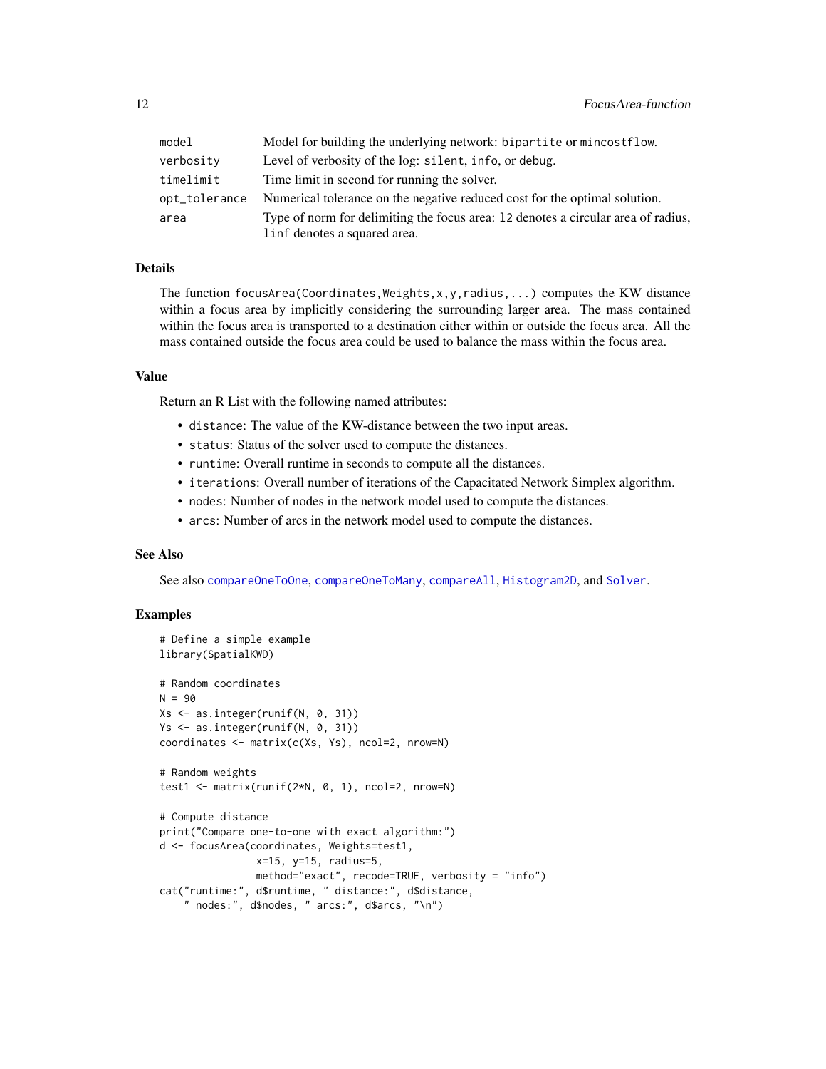| | |
|---|---|
| `model` | Model for building the underlying network: `bipartite` or `mincostflow`. |
| `verbosity` | Level of verbosity of the log: `silent`, `info`, or `debug`. |
| `timelimit` | Time limit in second for running the solver. |
| `opt_tolerance` | Numerical tolerance on the negative reduced cost for the optimal solution. |
| `area` | Type of norm for delimiting the focus area: `l2` denotes a circular area of radius, `linf` denotes a squared area. |

## Details

The function `focusArea(Coordinates,Weights,x,y,radius,...)` computes the KW distance within a focus area by implicitly considering the surrounding larger area. The mass contained within the focus area is transported to a destination either within or outside the focus area. All the mass contained outside the focus area could be used to balance the mass within the focus area.

## Value

Return an R List with the following named attributes:

- `distance`: The value of the KW-distance between the two input areas.
- `status`: Status of the solver used to compute the distances.
- `runtime`: Overall runtime in seconds to compute all the distances.
- `iterations`: Overall number of iterations of the Capacitated Network Simplex algorithm.
- `nodes`: Number of nodes in the network model used to compute the distances.
- `arcs`: Number of arcs in the network model used to compute the distances.

## See Also

See also `compareOneToOne`, `compareOneToMany`, `compareAll`, `Histogram2D`, and `Solver`.

## Examples

```
# Define a simple example
library(SpatialKWD)

# Random coordinates
N = 90
Xs <- as.integer(runif(N, 0, 31))
Ys <- as.integer(runif(N, 0, 31))
coordinates <- matrix(c(Xs, Ys), ncol=2, nrow=N)

# Random weights
test1 <- matrix(runif(2*N, 0, 1), ncol=2, nrow=N)

# Compute distance
print("Compare one-to-one with exact algorithm:")
d <- focusArea(coordinates, Weights=test1,
               x=15, y=15, radius=5,
               method="exact", recode=TRUE, verbosity = "info")
cat("runtime:", d$runtime, " distance:", d$distance,
    " nodes:", d$nodes, " arcs:", d$arcs, "\n")
```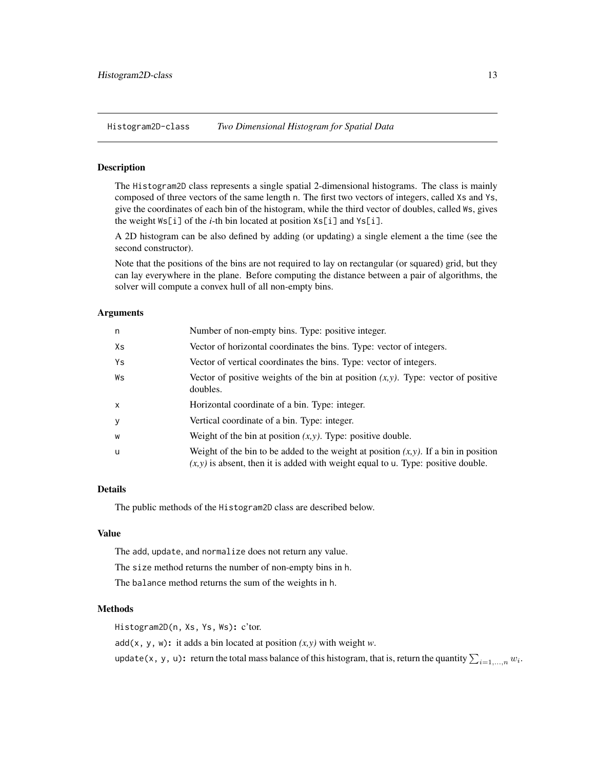Histogram2D-class *Two Dimensional Histogram for Spatial Data*

### Description

The Histogram2D class represents a single spatial 2-dimensional histograms. The class is mainly composed of three vectors of the same length n. The first two vectors of integers, called Xs and Ys, give the coordinates of each bin of the histogram, while the third vector of doubles, called Ws, gives the weight Ws[i] of the *i*-th bin located at position Xs[i] and Ys[i].

A 2D histogram can be also defined by adding (or updating) a single element a the time (see the second constructor).

Note that the positions of the bins are not required to lay on rectangular (or squared) grid, but they can lay everywhere in the plane. Before computing the distance between a pair of algorithms, the solver will compute a convex hull of all non-empty bins.

### Arguments

| | |
|---|---|
| n | Number of non-empty bins. Type: positive integer. |
| Xs | Vector of horizontal coordinates the bins. Type: vector of integers. |
| Ys | Vector of vertical coordinates the bins. Type: vector of integers. |
| Ws | Vector of positive weights of the bin at position *(x,y)*. Type: vector of positive doubles. |
| x | Horizontal coordinate of a bin. Type: integer. |
| y | Vertical coordinate of a bin. Type: integer. |
| w | Weight of the bin at position *(x,y)*. Type: positive double. |
| u | Weight of the bin to be added to the weight at position *(x,y)*. If a bin in position *(x,y)* is absent, then it is added with weight equal to u. Type: positive double. |

### Details

The public methods of the Histogram2D class are described below.

### Value

The add, update, and normalize does not return any value.

The size method returns the number of non-empty bins in h.

The balance method returns the sum of the weights in h.

### Methods

Histogram2D(n, Xs, Ys, Ws)**:** c'tor.

add(x, y, w)**:** it adds a bin located at position *(x,y)* with weight *w*.

update(x, y, u)**:** return the total mass balance of this histogram, that is, return the quantity $\sum_{i=1,...,n} w_i$.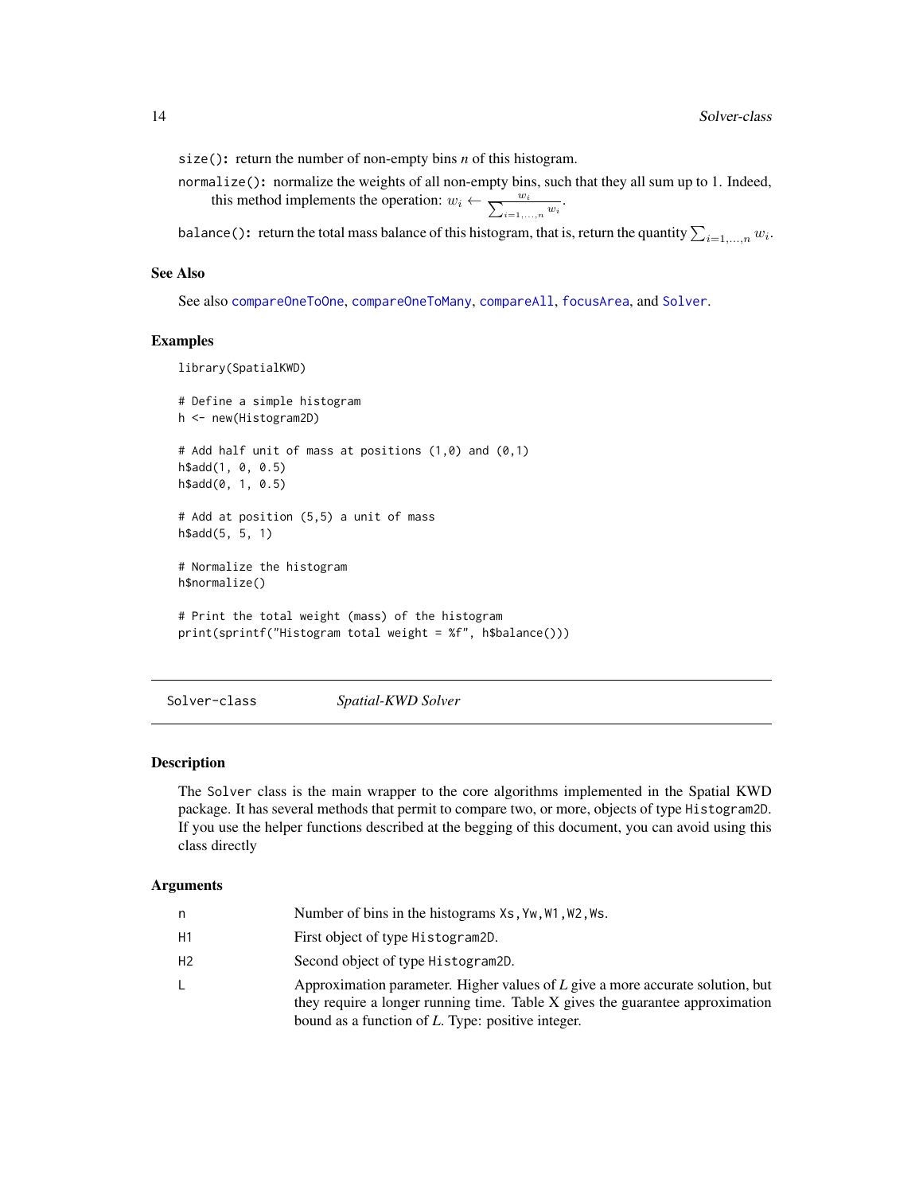size(): return the number of non-empty bins $n$ of this histogram.

normalize(): normalize the weights of all non-empty bins, such that they all sum up to 1. Indeed, this method implements the operation: $w_i \leftarrow \frac{w_i}{\sum_{i=1,\dots,n} w_i}$.

balance(): return the total mass balance of this histogram, that is, return the quantity $\sum_{i=1,\dots,n} w_i$.

### See Also

See also compareOneToOne, compareOneToMany, compareAll, focusArea, and Solver.

### Examples

```
library(SpatialKWD)

# Define a simple histogram
h <- new(Histogram2D)

# Add half unit of mass at positions (1,0) and (0,1)
h$add(1, 0, 0.5)
h$add(0, 1, 0.5)

# Add at position (5,5) a unit of mass
h$add(5, 5, 1)

# Normalize the histogram
h$normalize()

# Print the total weight (mass) of the histogram
print(sprintf("Histogram total weight = %f", h$balance()))
```

## Solver-class    *Spatial-KWD Solver*

### Description

The Solver class is the main wrapper to the core algorithms implemented in the Spatial KWD package. It has several methods that permit to compare two, or more, objects of type Histogram2D. If you use the helper functions described at the begging of this document, you can avoid using this class directly

### Arguments

| | |
|---|---|
| n | Number of bins in the histograms Xs, Yw, W1, W2, Ws. |
| H1 | First object of type Histogram2D. |
| H2 | Second object of type Histogram2D. |
| L | Approximation parameter. Higher values of *L* give a more accurate solution, but they require a longer running time. Table X gives the guarantee approximation bound as a function of *L*. Type: positive integer. |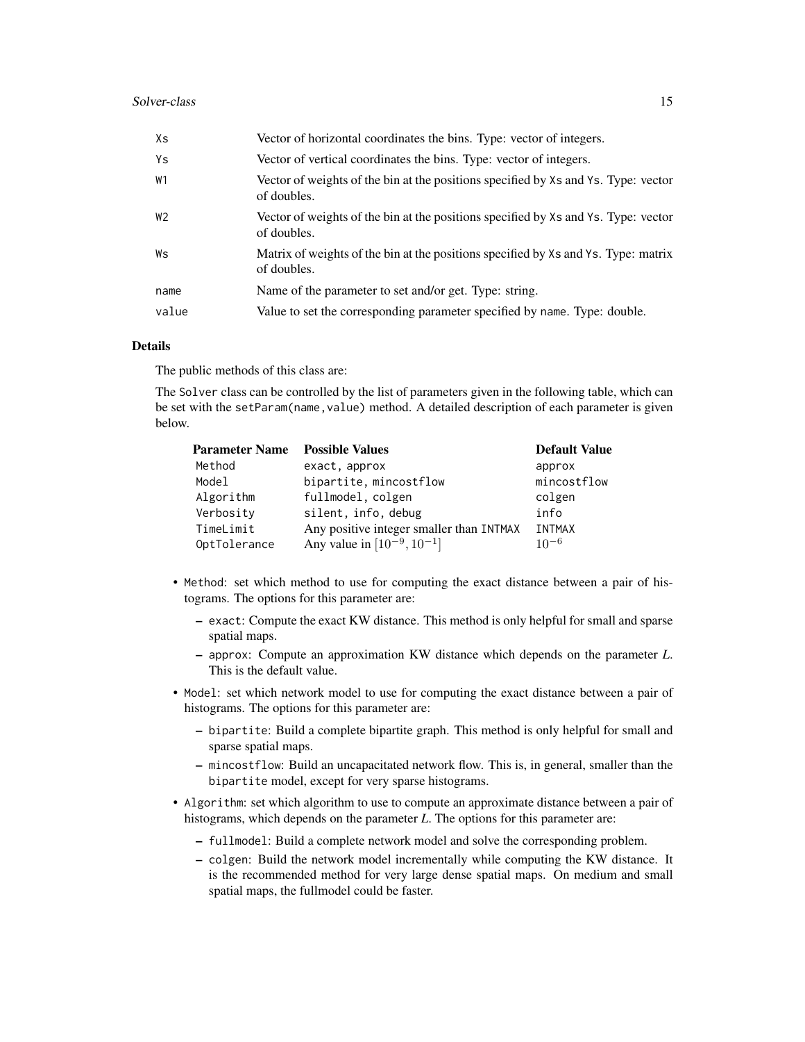| | |
|---|---|
| Xs | Vector of horizontal coordinates the bins. Type: vector of integers. |
| Ys | Vector of vertical coordinates the bins. Type: vector of integers. |
| W1 | Vector of weights of the bin at the positions specified by Xs and Ys. Type: vector of doubles. |
| W2 | Vector of weights of the bin at the positions specified by Xs and Ys. Type: vector of doubles. |
| Ws | Matrix of weights of the bin at the positions specified by Xs and Ys. Type: matrix of doubles. |
| name | Name of the parameter to set and/or get. Type: string. |
| value | Value to set the corresponding parameter specified by name. Type: double. |

### Details

The public methods of this class are:

The `Solver` class can be controlled by the list of parameters given in the following table, which can be set with the `setParam(name,value)` method. A detailed description of each parameter is given below.

| **Parameter Name** | **Possible Values** | **Default Value** |
|---|---|---|
| `Method` | `exact, approx` | `approx` |
| `Model` | `bipartite, mincostflow` | `mincostflow` |
| `Algorithm` | `fullmodel, colgen` | `colgen` |
| `Verbosity` | `silent, info, debug` | `info` |
| `TimeLimit` | Any positive integer smaller than `INTMAX` | `INTMAX` |
| `OptTolerance` | Any value in $[10^{-9}, 10^{-1}]$ | $10^{-6}$ |

- `Method`: set which method to use for computing the exact distance between a pair of histograms. The options for this parameter are:
  - `exact`: Compute the exact KW distance. This method is only helpful for small and sparse spatial maps.
  - `approx`: Compute an approximation KW distance which depends on the parameter $L$. This is the default value.
- `Model`: set which network model to use for computing the exact distance between a pair of histograms. The options for this parameter are:
  - `bipartite`: Build a complete bipartite graph. This method is only helpful for small and sparse spatial maps.
  - `mincostflow`: Build an uncapacitated network flow. This is, in general, smaller than the `bipartite` model, except for very sparse histograms.
- `Algorithm`: set which algorithm to use to compute an approximate distance between a pair of histograms, which depends on the parameter $L$. The options for this parameter are:
  - `fullmodel`: Build a complete network model and solve the corresponding problem.
  - `colgen`: Build the network model incrementally while computing the KW distance. It is the recommended method for very large dense spatial maps. On medium and small spatial maps, the fullmodel could be faster.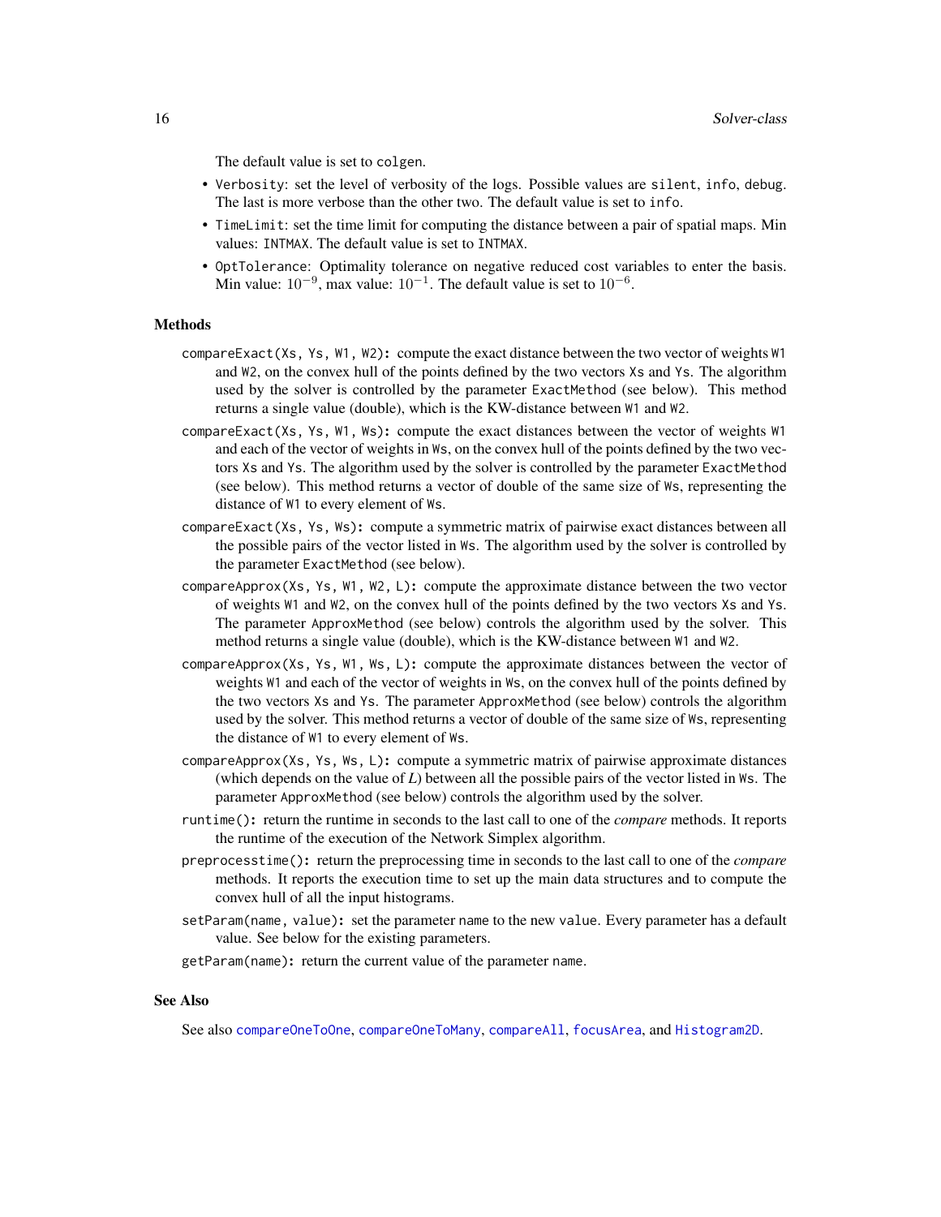The default value is set to colgen.

- Verbosity: set the level of verbosity of the logs. Possible values are silent, info, debug. The last is more verbose than the other two. The default value is set to info.
- TimeLimit: set the time limit for computing the distance between a pair of spatial maps. Min values: INTMAX. The default value is set to INTMAX.
- OptTolerance: Optimality tolerance on negative reduced cost variables to enter the basis. Min value: $10^{-9}$, max value: $10^{-1}$. The default value is set to $10^{-6}$.

### Methods

**compareExact(Xs, Ys, W1, W2):** compute the exact distance between the two vector of weights W1 and W2, on the convex hull of the points defined by the two vectors Xs and Ys. The algorithm used by the solver is controlled by the parameter ExactMethod (see below). This method returns a single value (double), which is the KW-distance between W1 and W2.

**compareExact(Xs, Ys, W1, Ws):** compute the exact distances between the vector of weights W1 and each of the vector of weights in Ws, on the convex hull of the points defined by the two vectors Xs and Ys. The algorithm used by the solver is controlled by the parameter ExactMethod (see below). This method returns a vector of double of the same size of Ws, representing the distance of W1 to every element of Ws.

**compareExact(Xs, Ys, Ws):** compute a symmetric matrix of pairwise exact distances between all the possible pairs of the vector listed in Ws. The algorithm used by the solver is controlled by the parameter ExactMethod (see below).

**compareApprox(Xs, Ys, W1, W2, L):** compute the approximate distance between the two vector of weights W1 and W2, on the convex hull of the points defined by the two vectors Xs and Ys. The parameter ApproxMethod (see below) controls the algorithm used by the solver. This method returns a single value (double), which is the KW-distance between W1 and W2.

**compareApprox(Xs, Ys, W1, Ws, L):** compute the approximate distances between the vector of weights W1 and each of the vector of weights in Ws, on the convex hull of the points defined by the two vectors Xs and Ys. The parameter ApproxMethod (see below) controls the algorithm used by the solver. This method returns a vector of double of the same size of Ws, representing the distance of W1 to every element of Ws.

**compareApprox(Xs, Ys, Ws, L):** compute a symmetric matrix of pairwise approximate distances (which depends on the value of *L*) between all the possible pairs of the vector listed in Ws. The parameter ApproxMethod (see below) controls the algorithm used by the solver.

**runtime():** return the runtime in seconds to the last call to one of the *compare* methods. It reports the runtime of the execution of the Network Simplex algorithm.

**preprocesstime():** return the preprocessing time in seconds to the last call to one of the *compare* methods. It reports the execution time to set up the main data structures and to compute the convex hull of all the input histograms.

**setParam(name, value):** set the parameter name to the new value. Every parameter has a default value. See below for the existing parameters.

**getParam(name):** return the current value of the parameter name.

### See Also

See also compareOneToOne, compareOneToMany, compareAll, focusArea, and Histogram2D.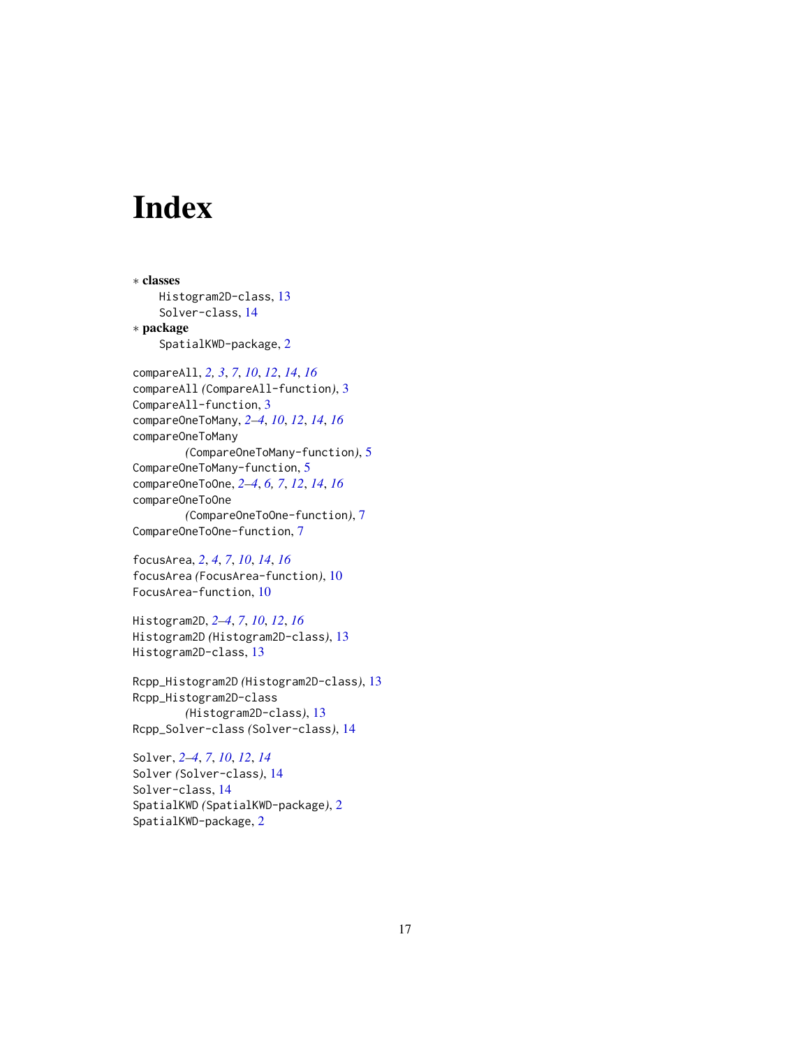# Index

∗ **classes**
  Histogram2D-class, 13
  Solver-class, 14
∗ **package**
  SpatialKWD-package, 2

compareAll, *2, 3*, *7*, *10*, *12*, *14*, *16*
compareAll *(*CompareAll-function*)*, 3
CompareAll-function, 3
compareOneToMany, *2–4*, *10*, *12*, *14*, *16*
compareOneToMany
  *(*CompareOneToMany-function*)*, 5
CompareOneToMany-function, 5
compareOneToOne, *2–4*, *6, 7*, *12*, *14*, *16*
compareOneToOne
  *(*CompareOneToOne-function*)*, 7
CompareOneToOne-function, 7

focusArea, *2*, *4*, *7*, *10*, *14*, *16*
focusArea *(*FocusArea-function*)*, 10
FocusArea-function, 10

Histogram2D, *2–4*, *7*, *10*, *12*, *16*
Histogram2D *(*Histogram2D-class*)*, 13
Histogram2D-class, 13

Rcpp_Histogram2D *(*Histogram2D-class*)*, 13
Rcpp_Histogram2D-class
  *(*Histogram2D-class*)*, 13
Rcpp_Solver-class *(*Solver-class*)*, 14

Solver, *2–4*, *7*, *10*, *12*, *14*
Solver *(*Solver-class*)*, 14
Solver-class, 14
SpatialKWD *(*SpatialKWD-package*)*, 2
SpatialKWD-package, 2